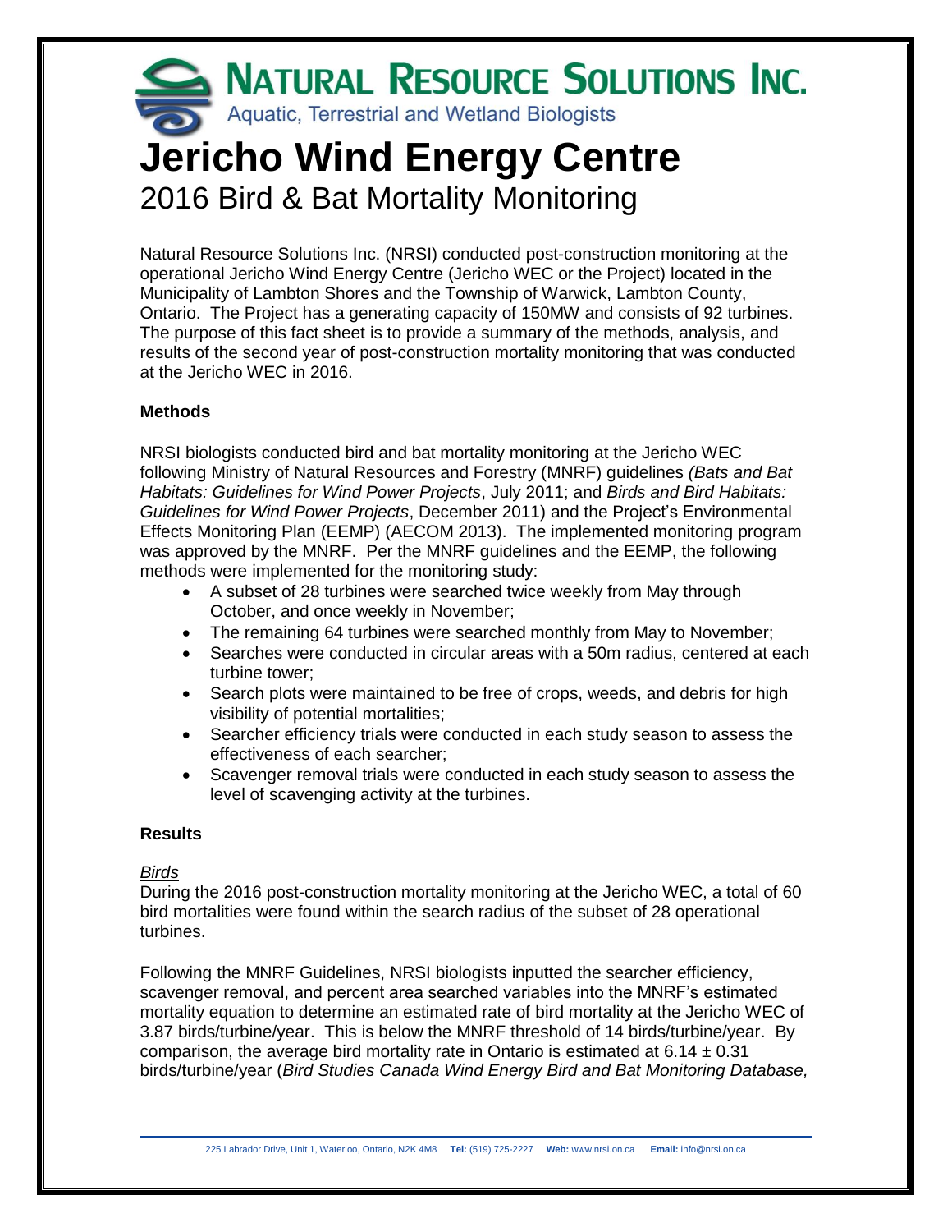**NATURAL RESOURCE SOLUTIONS INC.**
Aquatic, Terrestrial and Wetland Biologists

# Jericho Wind Energy Centre

## 2016 Bird & Bat Mortality Monitoring

Natural Resource Solutions Inc. (NRSI) conducted post-construction monitoring at the operational Jericho Wind Energy Centre (Jericho WEC or the Project) located in the Municipality of Lambton Shores and the Township of Warwick, Lambton County, Ontario. The Project has a generating capacity of 150MW and consists of 92 turbines. The purpose of this fact sheet is to provide a summary of the methods, analysis, and results of the second year of post-construction mortality monitoring that was conducted at the Jericho WEC in 2016.

### Methods

NRSI biologists conducted bird and bat mortality monitoring at the Jericho WEC following Ministry of Natural Resources and Forestry (MNRF) guidelines *(Bats and Bat Habitats: Guidelines for Wind Power Projects*, July 2011; and *Birds and Bird Habitats: Guidelines for Wind Power Projects*, December 2011) and the Project's Environmental Effects Monitoring Plan (EEMP) (AECOM 2013). The implemented monitoring program was approved by the MNRF. Per the MNRF guidelines and the EEMP, the following methods were implemented for the monitoring study:

- A subset of 28 turbines were searched twice weekly from May through October, and once weekly in November;
- The remaining 64 turbines were searched monthly from May to November;
- Searches were conducted in circular areas with a 50m radius, centered at each turbine tower;
- Search plots were maintained to be free of crops, weeds, and debris for high visibility of potential mortalities;
- Searcher efficiency trials were conducted in each study season to assess the effectiveness of each searcher;
- Scavenger removal trials were conducted in each study season to assess the level of scavenging activity at the turbines.

### Results

*Birds*

During the 2016 post-construction mortality monitoring at the Jericho WEC, a total of 60 bird mortalities were found within the search radius of the subset of 28 operational turbines.

Following the MNRF Guidelines, NRSI biologists inputted the searcher efficiency, scavenger removal, and percent area searched variables into the MNRF's estimated mortality equation to determine an estimated rate of bird mortality at the Jericho WEC of 3.87 birds/turbine/year. This is below the MNRF threshold of 14 birds/turbine/year. By comparison, the average bird mortality rate in Ontario is estimated at $6.14 \pm 0.31$ birds/turbine/year (*Bird Studies Canada Wind Energy Bird and Bat Monitoring Database,*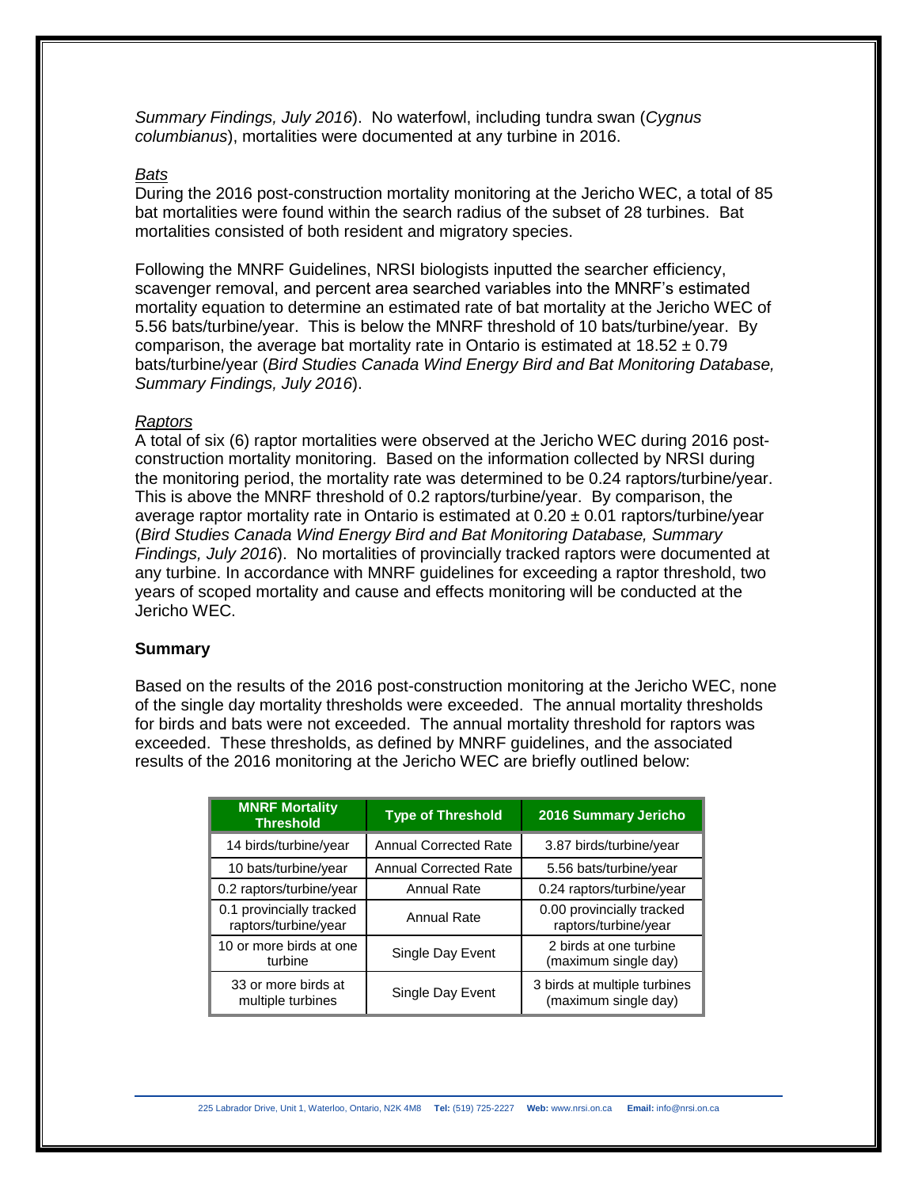*Summary Findings, July 2016*). No waterfowl, including tundra swan (*Cygnus columbianus*), mortalities were documented at any turbine in 2016.

*Bats*

During the 2016 post-construction mortality monitoring at the Jericho WEC, a total of 85 bat mortalities were found within the search radius of the subset of 28 turbines. Bat mortalities consisted of both resident and migratory species.

Following the MNRF Guidelines, NRSI biologists inputted the searcher efficiency, scavenger removal, and percent area searched variables into the MNRF's estimated mortality equation to determine an estimated rate of bat mortality at the Jericho WEC of 5.56 bats/turbine/year. This is below the MNRF threshold of 10 bats/turbine/year. By comparison, the average bat mortality rate in Ontario is estimated at $18.52 \pm 0.79$ bats/turbine/year (*Bird Studies Canada Wind Energy Bird and Bat Monitoring Database, Summary Findings, July 2016*).

*Raptors*

A total of six (6) raptor mortalities were observed at the Jericho WEC during 2016 post-construction mortality monitoring. Based on the information collected by NRSI during the monitoring period, the mortality rate was determined to be 0.24 raptors/turbine/year. This is above the MNRF threshold of 0.2 raptors/turbine/year. By comparison, the average raptor mortality rate in Ontario is estimated at $0.20 \pm 0.01$ raptors/turbine/year (*Bird Studies Canada Wind Energy Bird and Bat Monitoring Database, Summary Findings, July 2016*). No mortalities of provincially tracked raptors were documented at any turbine. In accordance with MNRF guidelines for exceeding a raptor threshold, two years of scoped mortality and cause and effects monitoring will be conducted at the Jericho WEC.

**Summary**

Based on the results of the 2016 post-construction monitoring at the Jericho WEC, none of the single day mortality thresholds were exceeded. The annual mortality thresholds for birds and bats were not exceeded. The annual mortality threshold for raptors was exceeded. These thresholds, as defined by MNRF guidelines, and the associated results of the 2016 monitoring at the Jericho WEC are briefly outlined below:

| MNRF Mortality Threshold | Type of Threshold | 2016 Summary Jericho |
|---|---|---|
| 14 birds/turbine/year | Annual Corrected Rate | 3.87 birds/turbine/year |
| 10 bats/turbine/year | Annual Corrected Rate | 5.56 bats/turbine/year |
| 0.2 raptors/turbine/year | Annual Rate | 0.24 raptors/turbine/year |
| 0.1 provincially tracked raptors/turbine/year | Annual Rate | 0.00 provincially tracked raptors/turbine/year |
| 10 or more birds at one turbine | Single Day Event | 2 birds at one turbine (maximum single day) |
| 33 or more birds at multiple turbines | Single Day Event | 3 birds at multiple turbines (maximum single day) |